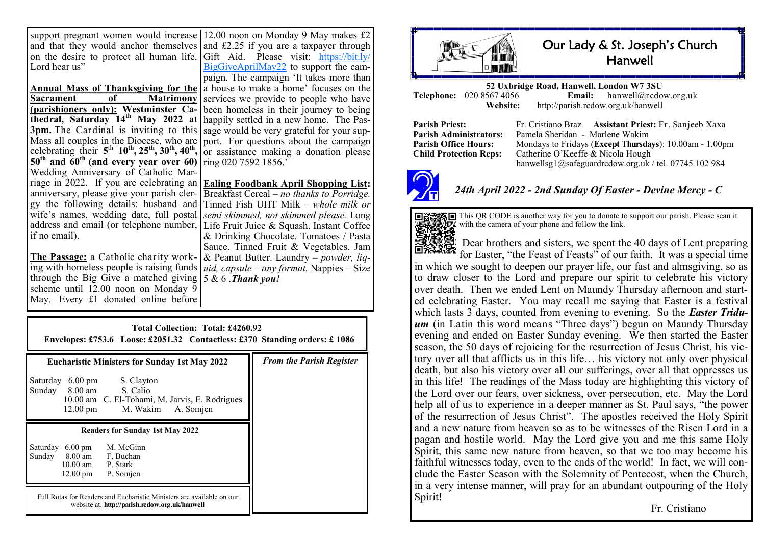support pregnant women would increase and that they would anchor themselves on the desire to protect all human life. Lord hear us"

**Annual Mass of Thanksgiving for the Sacrament of Matrimony (parishioners only): Westminster Cathedral, Saturday 14th May 2022 at 3pm.** The Cardinal is inviting to this Mass all couples in the Diocese, who are celebrating their 5th 10th, 25th, 30th, 40th, **50th and 60th (and every year over 60)** Wedding Anniversary of Catholic Marriage in 2022. If you are celebrating an anniversary, please give your parish clergy the following details: husband and wife's names, wedding date, full postal address and email (or telephone number, if no email).

**The Passage:** a Catholic charity working with homeless people is raising funds through the Big Give a matched giving scheme until 12.00 noon on Monday 9 May. Every £1 donated online before 12.00 noon on Monday 9 May makes £2 and £2.25 if you are a taxpayer through Gift Aid. Please visit: https://bit.ly/BigGiveAprilMay22 to support the campaign. The campaign 'It takes more than a house to make a home' focuses on the services we provide to people who have been homeless in their journey to being happily settled in a new home. The Passage would be very grateful for your support. For questions about the campaign or assistance making a donation please ring 020 7592 1856.'

**Ealing Foodbank April Shopping List:** Breakfast Cereal – *no thanks to Porridge.* Tinned Fish UHT Milk – *whole milk or semi skimmed, not skimmed please.* Long Life Fruit Juice & Squash. Instant Coffee & Drinking Chocolate. Tomatoes / Pasta Sauce. Tinned Fruit & Vegetables. Jam & Peanut Butter. Laundry – *powder, liquid, capsule – any format.* Nappies – Size 5 & 6 .***Thank you!***

**Total Collection: Total: £4260.92**
**Envelopes: £753.6 Loose: £2051.32 Contactless: £370 Standing orders: £ 1086**

**Eucharistic Ministers for Sunday 1st May 2022**

| | | |
|---|---|---|
| Saturday | 6.00 pm | S. Clayton |
| Sunday | 8.00 am | S. Calio |
| | 10.00 am | C. El-Tohami, M. Jarvis, E. Rodrigues |
| | 12.00 pm | M. Wakim A. Somjen |

**Readers for Sunday 1st May 2022**

| | | |
|---|---|---|
| Saturday | 6.00 pm | M. McGinn |
| Sunday | 8.00 am | F. Buchan |
| | 10.00 am | P. Stark |
| | 12.00 pm | P. Somjen |

Full Rotas for Readers and Eucharistic Ministers are available on our website at: **http://parish.rcdow.org.uk/hanwell**

***From the Parish Register***

# Our Lady & St. Joseph's Church Hanwell

**52 Uxbridge Road, Hanwell, London W7 3SU**
**Telephone:** 020 8567 4056 **Email:** hanwell@rcdow.org.uk
**Website:** http://parish.rcdow.org.uk/hanwell

**Parish Priest:** Fr. Cristiano Braz **Assistant Priest:** Fr. Sanjeeb Xaxa
**Parish Administrators:** Pamela Sheridan - Marlene Wakim
**Parish Office Hours:** Mondays to Fridays (**Except Thursdays**): 10.00am - 1.00pm
**Child Protection Reps:** Catherine O'Keeffe & Nicola Hough
hanwellsg1@safeguardrcdow.org.uk / tel. 07745 102 984

## *24th April 2022 - 2nd Sunday Of Easter - Devine Mercy - C*

This QR CODE is another way for you to donate to support our parish. Please scan it with the camera of your phone and follow the link.

Dear brothers and sisters, we spent the 40 days of Lent preparing for Easter, "the Feast of Feasts" of our faith. It was a special time in which we sought to deepen our prayer life, our fast and almsgiving, so as to draw closer to the Lord and prepare our spirit to celebrate his victory over death. Then we ended Lent on Maundy Thursday afternoon and started celebrating Easter. You may recall me saying that Easter is a festival which lasts 3 days, counted from evening to evening. So the ***Easter Triduum*** (in Latin this word means "Three days") begun on Maundy Thursday evening and ended on Easter Sunday evening. We then started the Easter season, the 50 days of rejoicing for the resurrection of Jesus Christ, his victory over all that afflicts us in this life… his victory not only over physical death, but also his victory over all our sufferings, over all that oppresses us in this life! The readings of the Mass today are highlighting this victory of the Lord over our fears, over sickness, over persecution, etc. May the Lord help all of us to experience in a deeper manner as St. Paul says, "the power of the resurrection of Jesus Christ". The apostles received the Holy Spirit and a new nature from heaven so as to be witnesses of the Risen Lord in a pagan and hostile world. May the Lord give you and me this same Holy Spirit, this same new nature from heaven, so that we too may become his faithful witnesses today, even to the ends of the world! In fact, we will conclude the Easter Season with the Solemnity of Pentecost, when the Church, in a very intense manner, will pray for an abundant outpouring of the Holy Spirit!

Fr. Cristiano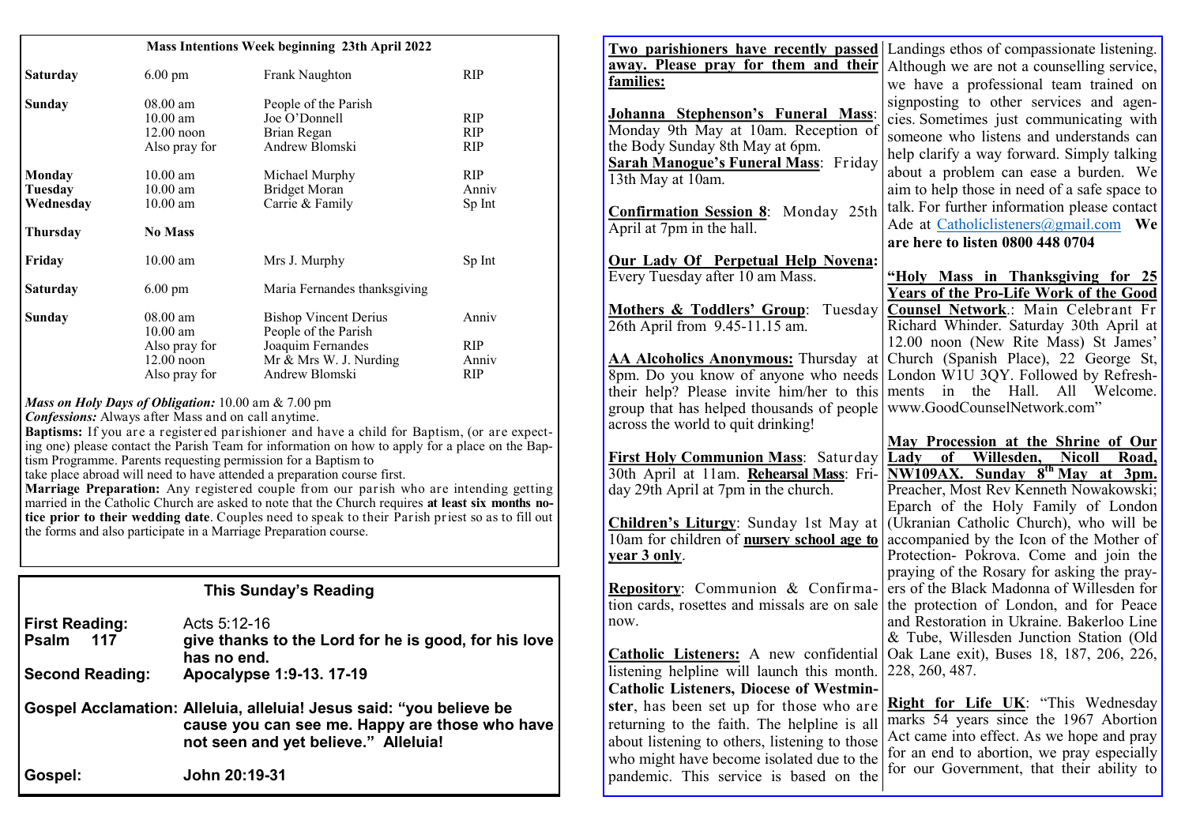## Mass Intentions Week beginning 23th April 2022

| | | | |
|---|---|---|---|
| **Saturday** | 6.00 pm | Frank Naughton | RIP |
| **Sunday** | 08.00 am | People of the Parish | |
| | 10.00 am | Joe O'Donnell | RIP |
| | 12.00 noon | Brian Regan | RIP |
| | Also pray for | Andrew Blomski | RIP |
| **Monday** | 10.00 am | Michael Murphy | RIP |
| **Tuesday** | 10.00 am | Bridget Moran | Anniv |
| **Wednesday** | 10.00 am | Carrie & Family | Sp Int |
| **Thursday** | **No Mass** | | |
| **Friday** | 10.00 am | Mrs J. Murphy | Sp Int |
| **Saturday** | 6.00 pm | Maria Fernandes thanksgiving | |
| **Sunday** | 08.00 am | Bishop Vincent Derius | Anniv |
| | 10.00 am | People of the Parish | |
| | Also pray for | Joaquim Fernandes | RIP |
| | 12.00 noon | Mr & Mrs W. J. Nurding | Anniv |
| | Also pray for | Andrew Blomski | RIP |

***Mass on Holy Days of Obligation:*** 10.00 am & 7.00 pm

***Confessions:*** Always after Mass and on call anytime.

**Baptisms:** If you are a registered parishioner and have a child for Baptism, (or are expecting one) please contact the Parish Team for information on how to apply for a place on the Baptism Programme. Parents requesting permission for a Baptism to take place abroad will need to have attended a preparation course first.

**Marriage Preparation:** Any registered couple from our parish who are intending getting married in the Catholic Church are asked to note that the Church requires **at least six months notice prior to their wedding date**. Couples need to speak to their Parish priest so as to fill out the forms and also participate in a Marriage Preparation course.

## This Sunday's Reading

| | |
|---|---|
| **First Reading:** | Acts 5:12-16 |
| **Psalm 117** | **give thanks to the Lord for he is good, for his love has no end.** |
| **Second Reading:** | **Apocalypse 1:9-13. 17-19** |
| **Gospel Acclamation:** | **Alleluia, alleluia! Jesus said: "you believe be cause you can see me. Happy are those who have not seen and yet believe." Alleluia!** |
| **Gospel:** | **John 20:19-31** |

**Two parishioners have recently passed away. Please pray for them and their families:**

**Johanna Stephenson's Funeral Mass**: Monday 9th May at 10am. Reception of the Body Sunday 8th May at 6pm.
**Sarah Manogue's Funeral Mass**: Friday 13th May at 10am.

**Confirmation Session 8**: Monday 25th April at 7pm in the hall.

**Our Lady Of Perpetual Help Novena:** Every Tuesday after 10 am Mass.

**Mothers & Toddlers' Group**: Tuesday 26th April from 9.45-11.15 am.

**AA Alcoholics Anonymous:** Thursday at 8pm. Do you know of anyone who needs their help? Please invite him/her to this group that has helped thousands of people across the world to quit drinking!

**First Holy Communion Mass**: Saturday 30th April at 11am. **Rehearsal Mass**: Friday 29th April at 7pm in the church.

**Children's Liturgy**: Sunday 1st May at 10am for children of **nursery school age to year 3 only**.

**Repository**: Communion & Confirmation cards, rosettes and missals are on sale now.

**Catholic Listeners:** A new confidential listening helpline will launch this month. **Catholic Listeners, Diocese of Westminster**, has been set up for those who are returning to the faith. The helpline is all about listening to others, listening to those who might have become isolated due to the pandemic. This service is based on the Landings ethos of compassionate listening. Although we are not a counselling service, we have a professional team trained on signposting to other services and agencies. Sometimes just communicating with someone who listens and understands can help clarify a way forward. Simply talking about a problem can ease a burden. We aim to help those in need of a safe space to talk. For further information please contact Ade at Catholiclisteners@gmail.com **We are here to listen 0800 448 0704**

**"Holy Mass in Thanksgiving for 25 Years of the Pro-Life Work of the Good Counsel Network**.: Main Celebrant Fr Richard Whinder. Saturday 30th April at 12.00 noon (New Rite Mass) St James' Church (Spanish Place), 22 George St, London W1U 3QY. Followed by Refreshments in the Hall. All Welcome. www.GoodCounselNetwork.com"

**May Procession at the Shrine of Our Lady of Willesden, Nicoll Road, NW109AX. Sunday 8th May at 3pm.** Preacher, Most Rev Kenneth Nowakowski; Eparch of the Holy Family of London (Ukranian Catholic Church), who will be accompanied by the Icon of the Mother of Protection- Pokrova. Come and join the praying of the Rosary for asking the prayers of the Black Madonna of Willesden for the protection of London, and for Peace and Restoration in Ukraine. Bakerloo Line & Tube, Willesden Junction Station (Old Oak Lane exit), Buses 18, 187, 206, 226, 228, 260, 487.

**Right for Life UK**: "This Wednesday marks 54 years since the 1967 Abortion Act came into effect. As we hope and pray for an end to abortion, we pray especially for our Government, that their ability to